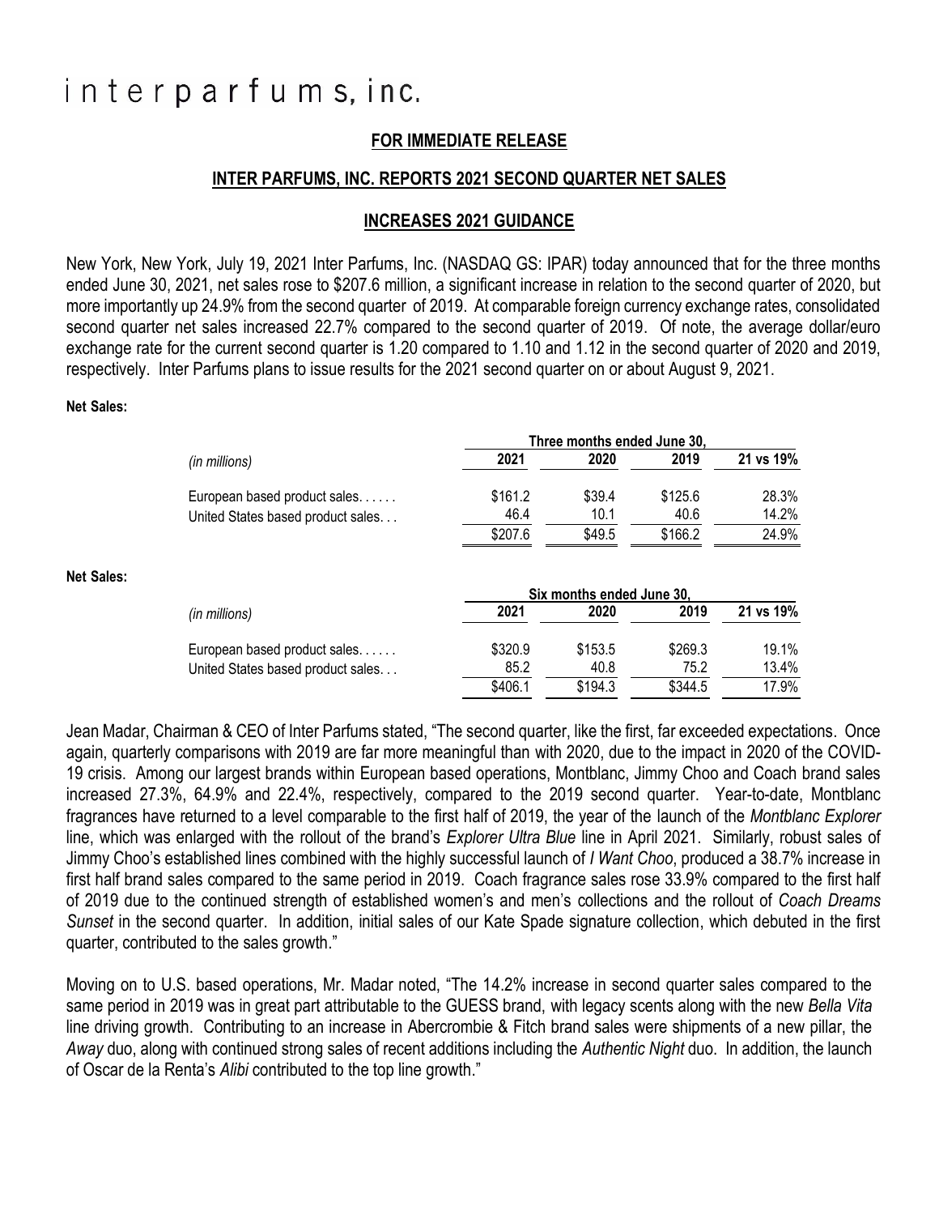# interparfums, inc.

**FOR IMMEDIATE RELEASE**

**INTER PARFUMS, INC. REPORTS 2021 SECOND QUARTER NET SALES**

**INCREASES 2021 GUIDANCE**

New York, New York, July 19, 2021 Inter Parfums, Inc. (NASDAQ GS: IPAR) today announced that for the three months ended June 30, 2021, net sales rose to $207.6 million, a significant increase in relation to the second quarter of 2020, but more importantly up 24.9% from the second quarter of 2019. At comparable foreign currency exchange rates, consolidated second quarter net sales increased 22.7% compared to the second quarter of 2019. Of note, the average dollar/euro exchange rate for the current second quarter is 1.20 compared to 1.10 and 1.12 in the second quarter of 2020 and 2019, respectively. Inter Parfums plans to issue results for the 2021 second quarter on or about August 9, 2021.

**Net Sales:**

| *(in millions)* | **Three months ended June 30,** | | | |
|---|---|---|---|---|
| | **2021** | **2020** | **2019** | **21 vs 19%** |
| European based product sales. . . . . . | $161.2 | $39.4 | $125.6 | 28.3% |
| United States based product sales. . . | 46.4 | 10.1 | 40.6 | 14.2% |
| | $207.6 | $49.5 | $166.2 | 24.9% |

**Net Sales:**

| *(in millions)* | **Six months ended June 30,** | | | |
|---|---|---|---|---|
| | **2021** | **2020** | **2019** | **21 vs 19%** |
| European based product sales. . . . . . | $320.9 | $153.5 | $269.3 | 19.1% |
| United States based product sales. . . | 85.2 | 40.8 | 75.2 | 13.4% |
| | $406.1 | $194.3 | $344.5 | 17.9% |

Jean Madar, Chairman & CEO of Inter Parfums stated, "The second quarter, like the first, far exceeded expectations. Once again, quarterly comparisons with 2019 are far more meaningful than with 2020, due to the impact in 2020 of the COVID-19 crisis. Among our largest brands within European based operations, Montblanc, Jimmy Choo and Coach brand sales increased 27.3%, 64.9% and 22.4%, respectively, compared to the 2019 second quarter. Year-to-date, Montblanc fragrances have returned to a level comparable to the first half of 2019, the year of the launch of the *Montblanc Explorer* line, which was enlarged with the rollout of the brand's *Explorer Ultra Blue* line in April 2021. Similarly, robust sales of Jimmy Choo's established lines combined with the highly successful launch of *I Want Choo*, produced a 38.7% increase in first half brand sales compared to the same period in 2019. Coach fragrance sales rose 33.9% compared to the first half of 2019 due to the continued strength of established women's and men's collections and the rollout of *Coach Dreams Sunset* in the second quarter. In addition, initial sales of our Kate Spade signature collection, which debuted in the first quarter, contributed to the sales growth."

Moving on to U.S. based operations, Mr. Madar noted, "The 14.2% increase in second quarter sales compared to the same period in 2019 was in great part attributable to the GUESS brand, with legacy scents along with the new *Bella Vita* line driving growth. Contributing to an increase in Abercrombie & Fitch brand sales were shipments of a new pillar, the *Away* duo, along with continued strong sales of recent additions including the *Authentic Night* duo. In addition, the launch of Oscar de la Renta's *Alibi* contributed to the top line growth."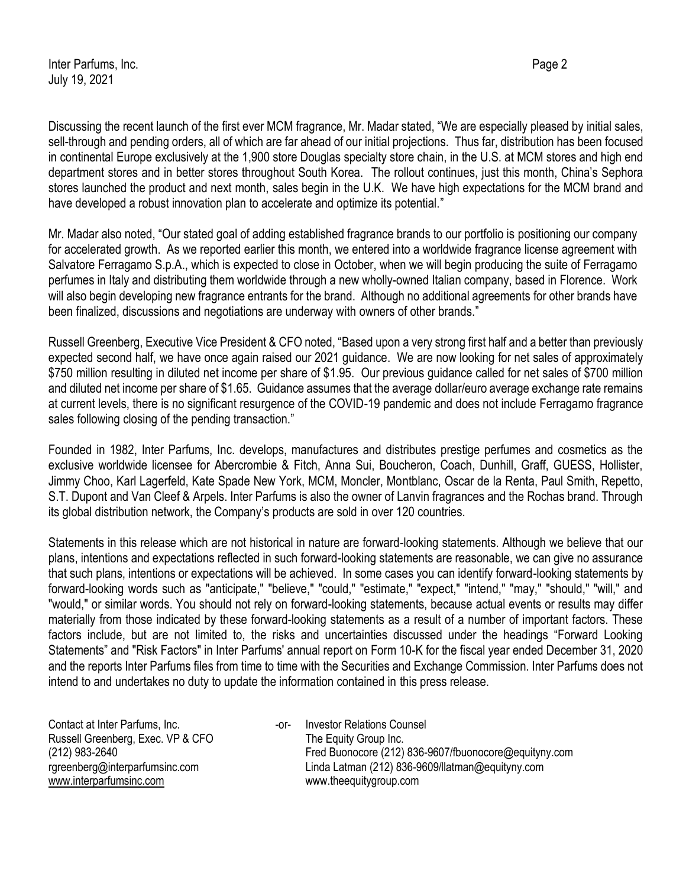Discussing the recent launch of the first ever MCM fragrance, Mr. Madar stated, "We are especially pleased by initial sales, sell-through and pending orders, all of which are far ahead of our initial projections. Thus far, distribution has been focused in continental Europe exclusively at the 1,900 store Douglas specialty store chain, in the U.S. at MCM stores and high end department stores and in better stores throughout South Korea. The rollout continues, just this month, China's Sephora stores launched the product and next month, sales begin in the U.K. We have high expectations for the MCM brand and have developed a robust innovation plan to accelerate and optimize its potential."

Mr. Madar also noted, "Our stated goal of adding established fragrance brands to our portfolio is positioning our company for accelerated growth. As we reported earlier this month, we entered into a worldwide fragrance license agreement with Salvatore Ferragamo S.p.A., which is expected to close in October, when we will begin producing the suite of Ferragamo perfumes in Italy and distributing them worldwide through a new wholly-owned Italian company, based in Florence. Work will also begin developing new fragrance entrants for the brand. Although no additional agreements for other brands have been finalized, discussions and negotiations are underway with owners of other brands."

Russell Greenberg, Executive Vice President & CFO noted, "Based upon a very strong first half and a better than previously expected second half, we have once again raised our 2021 guidance. We are now looking for net sales of approximately $750 million resulting in diluted net income per share of $1.95. Our previous guidance called for net sales of $700 million and diluted net income per share of $1.65. Guidance assumes that the average dollar/euro average exchange rate remains at current levels, there is no significant resurgence of the COVID-19 pandemic and does not include Ferragamo fragrance sales following closing of the pending transaction."

Founded in 1982, Inter Parfums, Inc. develops, manufactures and distributes prestige perfumes and cosmetics as the exclusive worldwide licensee for Abercrombie & Fitch, Anna Sui, Boucheron, Coach, Dunhill, Graff, GUESS, Hollister, Jimmy Choo, Karl Lagerfeld, Kate Spade New York, MCM, Moncler, Montblanc, Oscar de la Renta, Paul Smith, Repetto, S.T. Dupont and Van Cleef & Arpels. Inter Parfums is also the owner of Lanvin fragrances and the Rochas brand. Through its global distribution network, the Company's products are sold in over 120 countries.

Statements in this release which are not historical in nature are forward-looking statements. Although we believe that our plans, intentions and expectations reflected in such forward-looking statements are reasonable, we can give no assurance that such plans, intentions or expectations will be achieved. In some cases you can identify forward-looking statements by forward-looking words such as "anticipate," "believe," "could," "estimate," "expect," "intend," "may," "should," "will," and "would," or similar words. You should not rely on forward-looking statements, because actual events or results may differ materially from those indicated by these forward-looking statements as a result of a number of important factors. These factors include, but are not limited to, the risks and uncertainties discussed under the headings "Forward Looking Statements" and "Risk Factors" in Inter Parfums' annual report on Form 10-K for the fiscal year ended December 31, 2020 and the reports Inter Parfums files from time to time with the Securities and Exchange Commission. Inter Parfums does not intend to and undertakes no duty to update the information contained in this press release.

Contact at Inter Parfums, Inc.
Russell Greenberg, Exec. VP & CFO
(212) 983-2640
rgreenberg@interparfumsinc.com
www.interparfumsinc.com

-or-

Investor Relations Counsel
The Equity Group Inc.
Fred Buonocore (212) 836-9607/fbuonocore@equityny.com
Linda Latman (212) 836-9609/llatman@equityny.com
www.theequitygroup.com